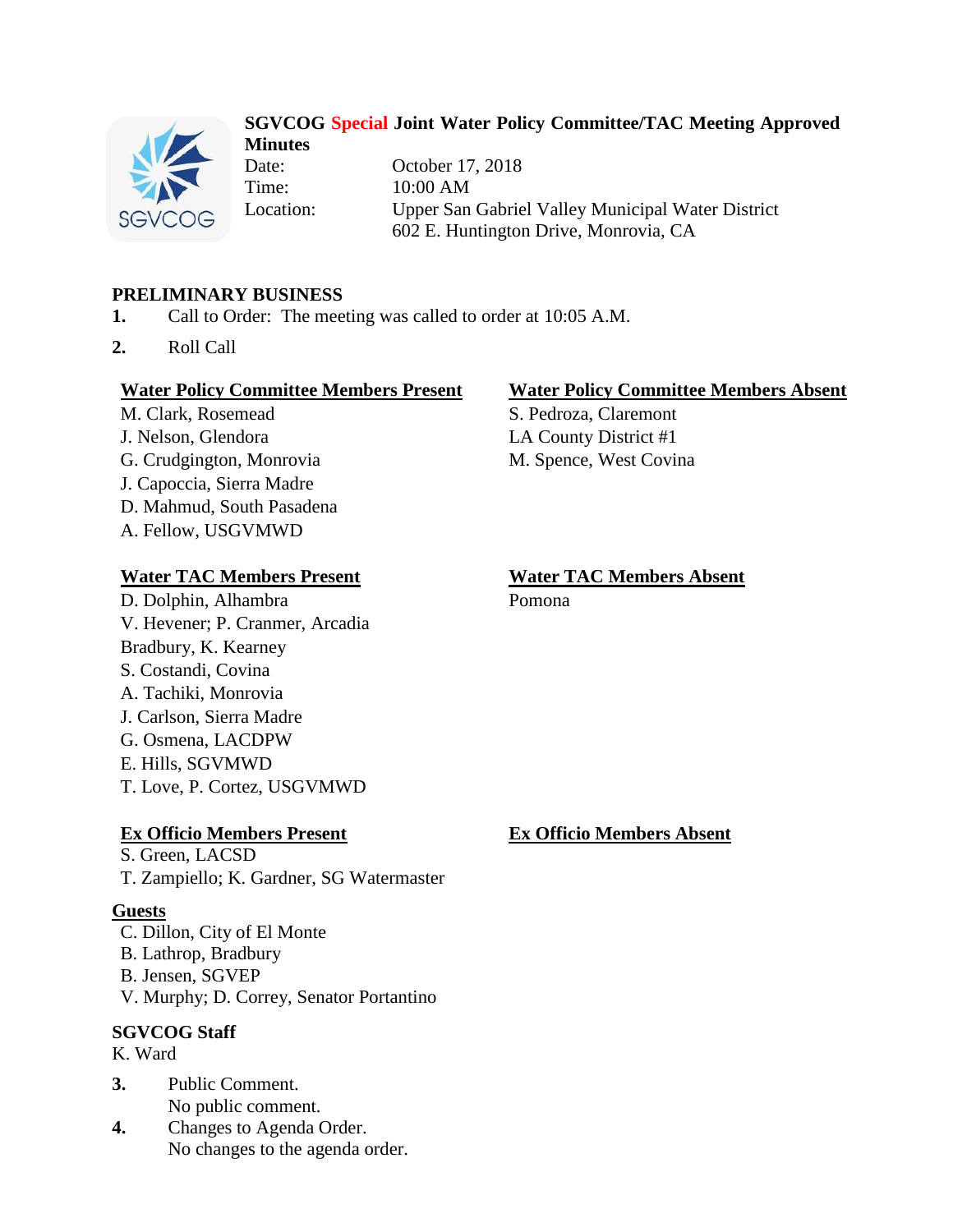# SGVCOG Special Joint Water Policy Committee/TAC Meeting Approved Minutes

Date: October 17, 2018
Time: 10:00 AM
Location: Upper San Gabriel Valley Municipal Water District
602 E. Huntington Drive, Monrovia, CA

## PRELIMINARY BUSINESS

1. Call to Order: The meeting was called to order at 10:05 A.M.
2. Roll Call

**Water Policy Committee Members Present**
M. Clark, Rosemead
J. Nelson, Glendora
G. Crudgington, Monrovia
J. Capoccia, Sierra Madre
D. Mahmud, South Pasadena
A. Fellow, USGVMWD

**Water Policy Committee Members Absent**
S. Pedroza, Claremont
LA County District #1
M. Spence, West Covina

**Water TAC Members Present**
D. Dolphin, Alhambra
V. Hevener; P. Cranmer, Arcadia
Bradbury, K. Kearney
S. Costandi, Covina
A. Tachiki, Monrovia
J. Carlson, Sierra Madre
G. Osmena, LACDPW
E. Hills, SGVMWD
T. Love, P. Cortez, USGVMWD

**Water TAC Members Absent**
Pomona

**Ex Officio Members Present**
S. Green, LACSD
T. Zampiello; K. Gardner, SG Watermaster

**Ex Officio Members Absent**

**Guests**
C. Dillon, City of El Monte
B. Lathrop, Bradbury
B. Jensen, SGVEP
V. Murphy; D. Correy, Senator Portantino

**SGVCOG Staff**
K. Ward

3. Public Comment.
   No public comment.
4. Changes to Agenda Order.
   No changes to the agenda order.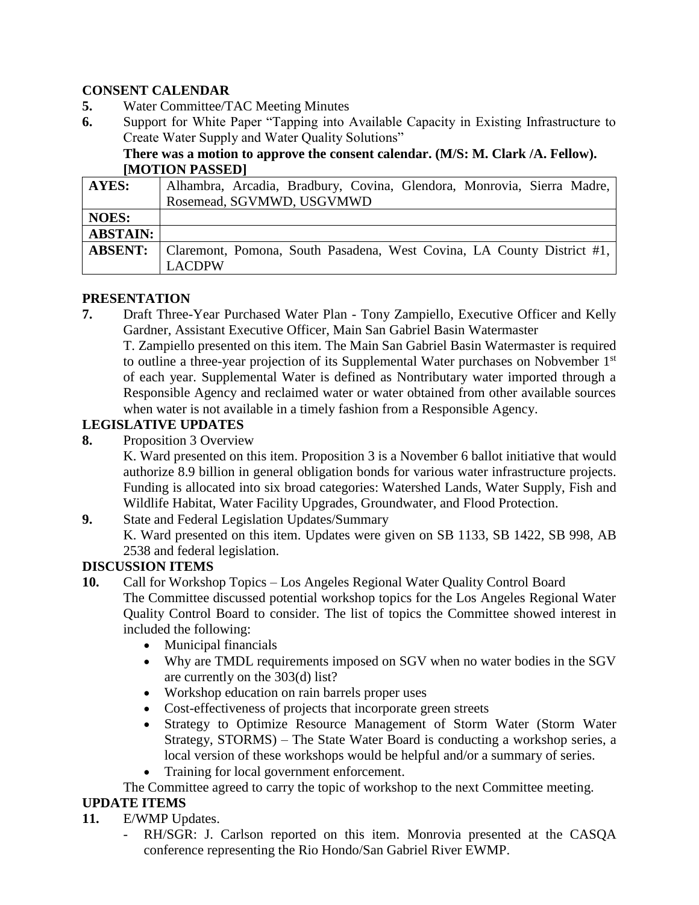**CONSENT CALENDAR**

**5.** Water Committee/TAC Meeting Minutes

**6.** Support for White Paper "Tapping into Available Capacity in Existing Infrastructure to Create Water Supply and Water Quality Solutions"

**There was a motion to approve the consent calendar. (M/S: M. Clark /A. Fellow). [MOTION PASSED]**

| | |
|---|---|
| **AYES:** | Alhambra, Arcadia, Bradbury, Covina, Glendora, Monrovia, Sierra Madre, Rosemead, SGVMWD, USGVMWD |
| **NOES:** | |
| **ABSTAIN:** | |
| **ABSENT:** | Claremont, Pomona, South Pasadena, West Covina, LA County District #1, LACDPW |

**PRESENTATION**

**7.** Draft Three-Year Purchased Water Plan - Tony Zampiello, Executive Officer and Kelly Gardner, Assistant Executive Officer, Main San Gabriel Basin Watermaster

T. Zampiello presented on this item. The Main San Gabriel Basin Watermaster is required to outline a three-year projection of its Supplemental Water purchases on Nobvember 1st of each year. Supplemental Water is defined as Nontributary water imported through a Responsible Agency and reclaimed water or water obtained from other available sources when water is not available in a timely fashion from a Responsible Agency.

**LEGISLATIVE UPDATES**

**8.** Proposition 3 Overview

K. Ward presented on this item. Proposition 3 is a November 6 ballot initiative that would authorize 8.9 billion in general obligation bonds for various water infrastructure projects. Funding is allocated into six broad categories: Watershed Lands, Water Supply, Fish and Wildlife Habitat, Water Facility Upgrades, Groundwater, and Flood Protection.

**9.** State and Federal Legislation Updates/Summary

K. Ward presented on this item. Updates were given on SB 1133, SB 1422, SB 998, AB 2538 and federal legislation.

**DISCUSSION ITEMS**

**10.** Call for Workshop Topics – Los Angeles Regional Water Quality Control Board

The Committee discussed potential workshop topics for the Los Angeles Regional Water Quality Control Board to consider. The list of topics the Committee showed interest in included the following:

- Municipal financials
- Why are TMDL requirements imposed on SGV when no water bodies in the SGV are currently on the 303(d) list?
- Workshop education on rain barrels proper uses
- Cost-effectiveness of projects that incorporate green streets
- Strategy to Optimize Resource Management of Storm Water (Storm Water Strategy, STORMS) – The State Water Board is conducting a workshop series, a local version of these workshops would be helpful and/or a summary of series.
- Training for local government enforcement.

The Committee agreed to carry the topic of workshop to the next Committee meeting.

**UPDATE ITEMS**

**11.** E/WMP Updates.

- RH/SGR: J. Carlson reported on this item. Monrovia presented at the CASQA conference representing the Rio Hondo/San Gabriel River EWMP.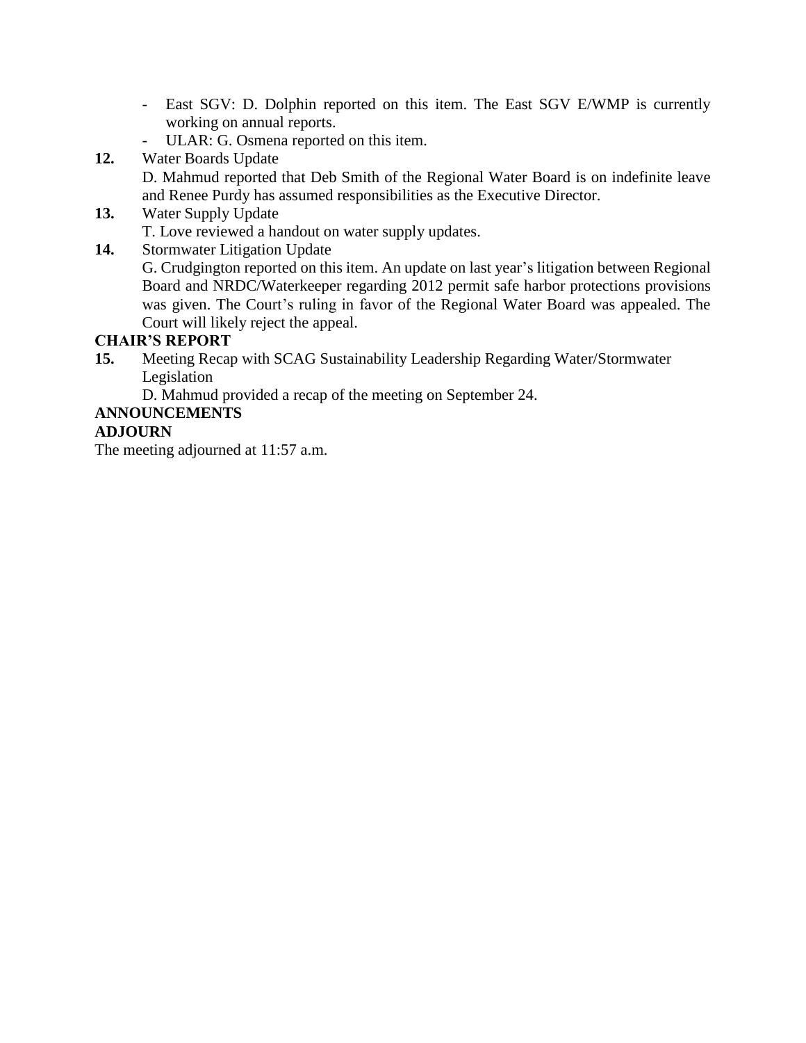- East SGV: D. Dolphin reported on this item. The East SGV E/WMP is currently working on annual reports.
- ULAR: G. Osmena reported on this item.

**12.** Water Boards Update

D. Mahmud reported that Deb Smith of the Regional Water Board is on indefinite leave and Renee Purdy has assumed responsibilities as the Executive Director.

**13.** Water Supply Update

T. Love reviewed a handout on water supply updates.

**14.** Stormwater Litigation Update

G. Crudgington reported on this item. An update on last year's litigation between Regional Board and NRDC/Waterkeeper regarding 2012 permit safe harbor protections provisions was given. The Court's ruling in favor of the Regional Water Board was appealed. The Court will likely reject the appeal.

**CHAIR'S REPORT**

**15.** Meeting Recap with SCAG Sustainability Leadership Regarding Water/Stormwater Legislation

D. Mahmud provided a recap of the meeting on September 24.

**ANNOUNCEMENTS**

**ADJOURN**

The meeting adjourned at 11:57 a.m.